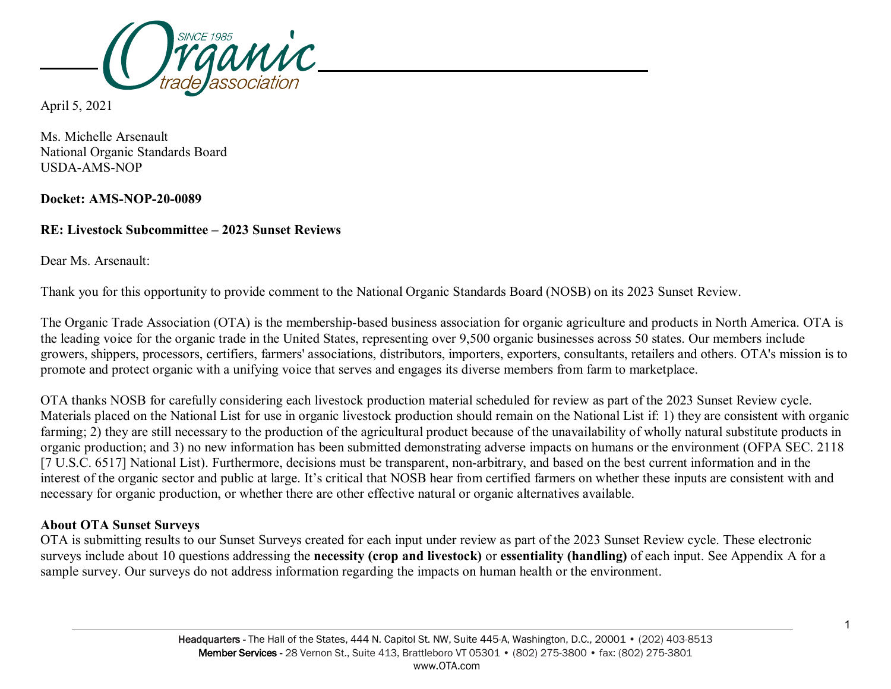April 5, 2021

Ms. Michelle Arsenault
National Organic Standards Board
USDA-AMS-NOP

**Docket: AMS-NOP-20-0089**

**RE: Livestock Subcommittee – 2023 Sunset Reviews**

Dear Ms. Arsenault:

Thank you for this opportunity to provide comment to the National Organic Standards Board (NOSB) on its 2023 Sunset Review.

The Organic Trade Association (OTA) is the membership-based business association for organic agriculture and products in North America. OTA is the leading voice for the organic trade in the United States, representing over 9,500 organic businesses across 50 states. Our members include growers, shippers, processors, certifiers, farmers' associations, distributors, importers, exporters, consultants, retailers and others. OTA's mission is to promote and protect organic with a unifying voice that serves and engages its diverse members from farm to marketplace.

OTA thanks NOSB for carefully considering each livestock production material scheduled for review as part of the 2023 Sunset Review cycle. Materials placed on the National List for use in organic livestock production should remain on the National List if: 1) they are consistent with organic farming; 2) they are still necessary to the production of the agricultural product because of the unavailability of wholly natural substitute products in organic production; and 3) no new information has been submitted demonstrating adverse impacts on humans or the environment (OFPA SEC. 2118 [7 U.S.C. 6517] National List). Furthermore, decisions must be transparent, non-arbitrary, and based on the best current information and in the interest of the organic sector and public at large. It's critical that NOSB hear from certified farmers on whether these inputs are consistent with and necessary for organic production, or whether there are other effective natural or organic alternatives available.

**About OTA Sunset Surveys**

OTA is submitting results to our Sunset Surveys created for each input under review as part of the 2023 Sunset Review cycle. These electronic surveys include about 10 questions addressing the **necessity (crop and livestock)** or **essentiality (handling)** of each input. See Appendix A for a sample survey. Our surveys do not address information regarding the impacts on human health or the environment.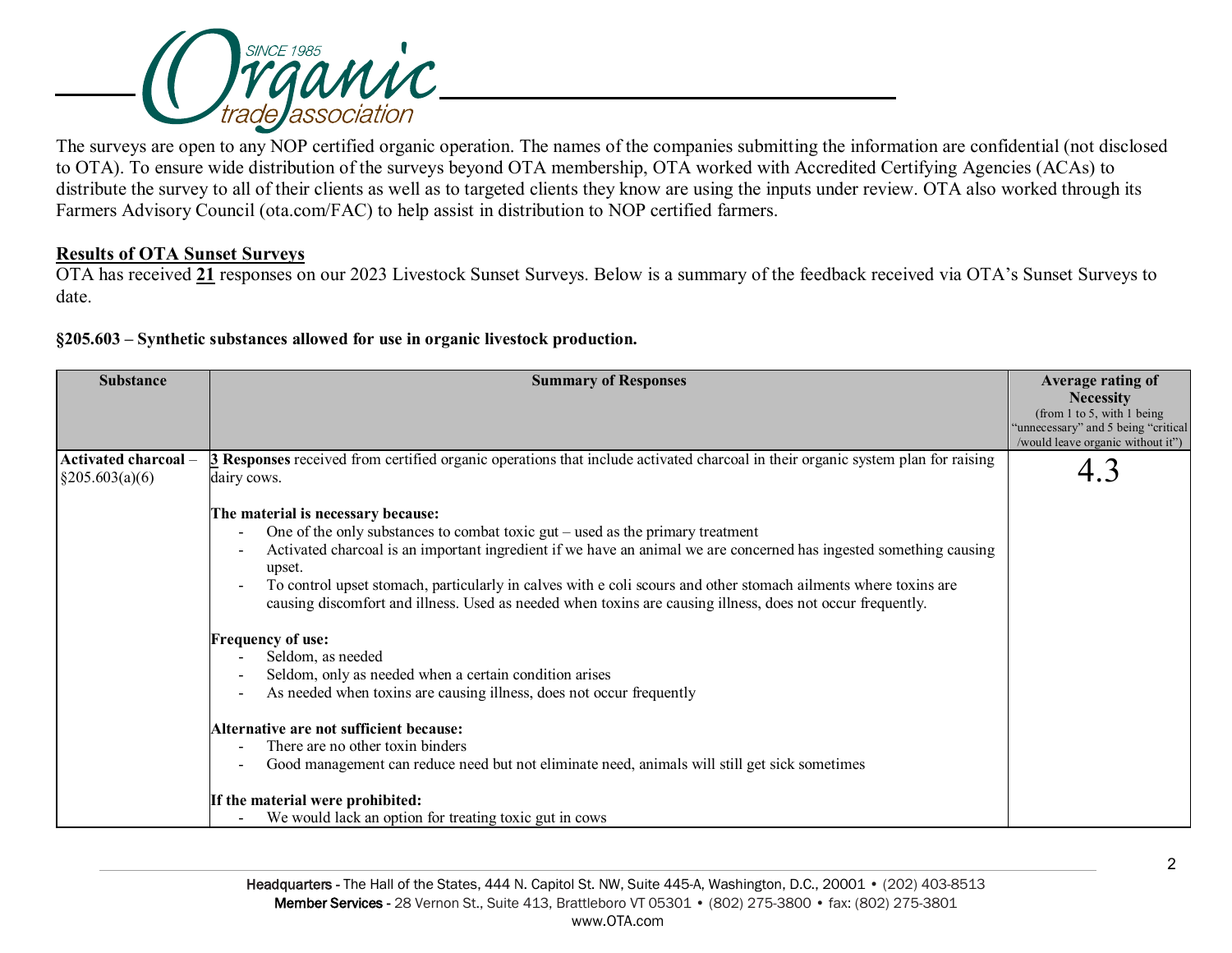The surveys are open to any NOP certified organic operation. The names of the companies submitting the information are confidential (not disclosed to OTA). To ensure wide distribution of the surveys beyond OTA membership, OTA worked with Accredited Certifying Agencies (ACAs) to distribute the survey to all of their clients as well as to targeted clients they know are using the inputs under review. OTA also worked through its Farmers Advisory Council (ota.com/FAC) to help assist in distribution to NOP certified farmers.

## Results of OTA Sunset Surveys

OTA has received **21** responses on our 2023 Livestock Sunset Surveys. Below is a summary of the feedback received via OTA's Sunset Surveys to date.

### §205.603 – Synthetic substances allowed for use in organic livestock production.

| Substance | Summary of Responses | Average rating of Necessity (from 1 to 5, with 1 being "unnecessary" and 5 being "critical /would leave organic without it") |
|---|---|---|
| **Activated charcoal** – §205.603(a)(6) | **3 Responses** received from certified organic operations that include activated charcoal in their organic system plan for raising dairy cows.<br><br>**The material is necessary because:**<br>- One of the only substances to combat toxic gut – used as the primary treatment<br>- Activated charcoal is an important ingredient if we have an animal we are concerned has ingested something causing upset.<br>- To control upset stomach, particularly in calves with e coli scours and other stomach ailments where toxins are causing discomfort and illness. Used as needed when toxins are causing illness, does not occur frequently.<br><br>**Frequency of use:**<br>- Seldom, as needed<br>- Seldom, only as needed when a certain condition arises<br>- As needed when toxins are causing illness, does not occur frequently<br><br>**Alternative are not sufficient because:**<br>- There are no other toxin binders<br>- Good management can reduce need but not eliminate need, animals will still get sick sometimes<br><br>**If the material were prohibited:**<br>- We would lack an option for treating toxic gut in cows | 4.3 |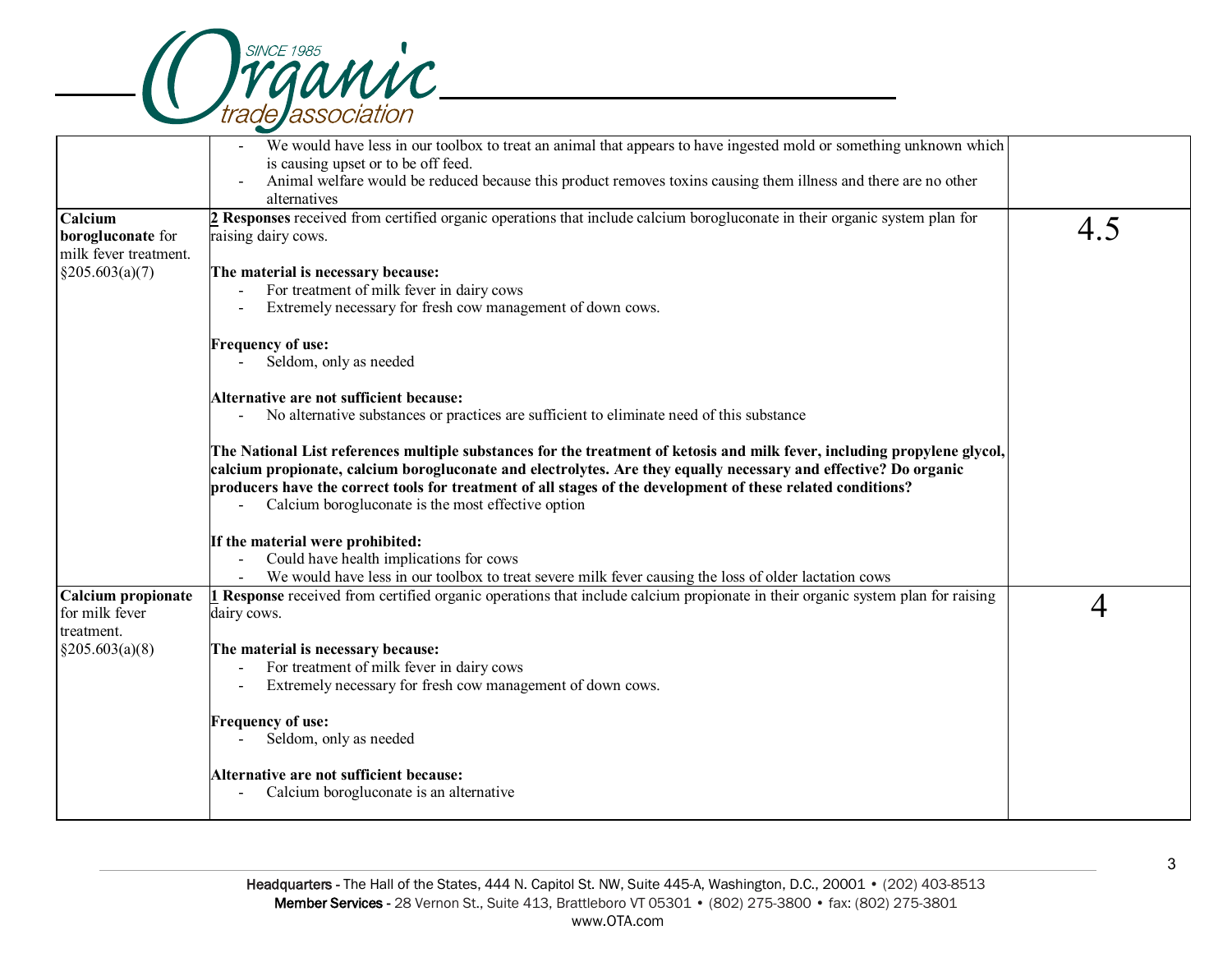| | | |
|---|---|---|
| | - We would have less in our toolbox to treat an animal that appears to have ingested mold or something unknown which is causing upset or to be off feed.<br>- Animal welfare would be reduced because this product removes toxins causing them illness and there are no other alternatives | |
| **Calcium borogluconate** for milk fever treatment. §205.603(a)(7) | **2 Responses** received from certified organic operations that include calcium borogluconate in their organic system plan for raising dairy cows.<br><br>**The material is necessary because:**<br>- For treatment of milk fever in dairy cows<br>- Extremely necessary for fresh cow management of down cows.<br><br>**Frequency of use:**<br>- Seldom, only as needed<br><br>**Alternative are not sufficient because:**<br>- No alternative substances or practices are sufficient to eliminate need of this substance<br><br>**The National List references multiple substances for the treatment of ketosis and milk fever, including propylene glycol, calcium propionate, calcium borogluconate and electrolytes. Are they equally necessary and effective? Do organic producers have the correct tools for treatment of all stages of the development of these related conditions?**<br>- Calcium borogluconate is the most effective option<br><br>**If the material were prohibited:**<br>- Could have health implications for cows<br>- We would have less in our toolbox to treat severe milk fever causing the loss of older lactation cows | 4.5 |
| **Calcium propionate** for milk fever treatment. §205.603(a)(8) | **1 Response** received from certified organic operations that include calcium propionate in their organic system plan for raising dairy cows.<br><br>**The material is necessary because:**<br>- For treatment of milk fever in dairy cows<br>- Extremely necessary for fresh cow management of down cows.<br><br>**Frequency of use:**<br>- Seldom, only as needed<br><br>**Alternative are not sufficient because:**<br>- Calcium borogluconate is an alternative | 4 |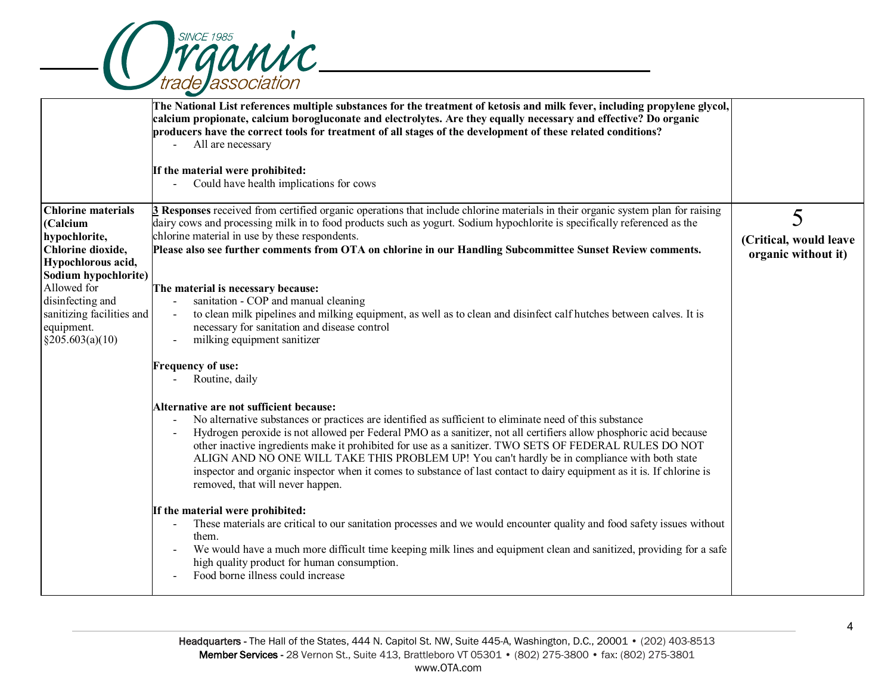| | | |
|---|---|---|
| | **The National List references multiple substances for the treatment of ketosis and milk fever, including propylene glycol, calcium propionate, calcium borogluconate and electrolytes. Are they equally necessary and effective? Do organic producers have the correct tools for treatment of all stages of the development of these related conditions?**<br>- All are necessary<br><br>**If the material were prohibited:**<br>- Could have health implications for cows | |
| **Chlorine materials (Calcium hypochlorite, Chlorine dioxide, Hypochlorous acid, Sodium hypochlorite)**<br>Allowed for disinfecting and sanitizing facilities and equipment.<br>§205.603(a)(10) | **3 Responses** received from certified organic operations that include chlorine materials in their organic system plan for raising dairy cows and processing milk in to food products such as yogurt. Sodium hypochlorite is specifically referenced as the chlorine material in use by these respondents.<br>**Please also see further comments from OTA on chlorine in our Handling Subcommittee Sunset Review comments.**<br><br>**The material is necessary because:**<br>- sanitation - COP and manual cleaning<br>- to clean milk pipelines and milking equipment, as well as to clean and disinfect calf hutches between calves. It is necessary for sanitation and disease control<br>- milking equipment sanitizer<br><br>**Frequency of use:**<br>- Routine, daily<br><br>**Alternative are not sufficient because:**<br>- No alternative substances or practices are identified as sufficient to eliminate need of this substance<br>- Hydrogen peroxide is not allowed per Federal PMO as a sanitizer, not all certifiers allow phosphoric acid because other inactive ingredients make it prohibited for use as a sanitizer. TWO SETS OF FEDERAL RULES DO NOT ALIGN AND NO ONE WILL TAKE THIS PROBLEM UP! You can't hardly be in compliance with both state inspector and organic inspector when it comes to substance of last contact to dairy equipment as it is. If chlorine is removed, that will never happen.<br><br>**If the material were prohibited:**<br>- These materials are critical to our sanitation processes and we would encounter quality and food safety issues without them.<br>- We would have a much more difficult time keeping milk lines and equipment clean and sanitized, providing for a safe high quality product for human consumption.<br>- Food borne illness could increase | 5<br>**(Critical, would leave organic without it)** |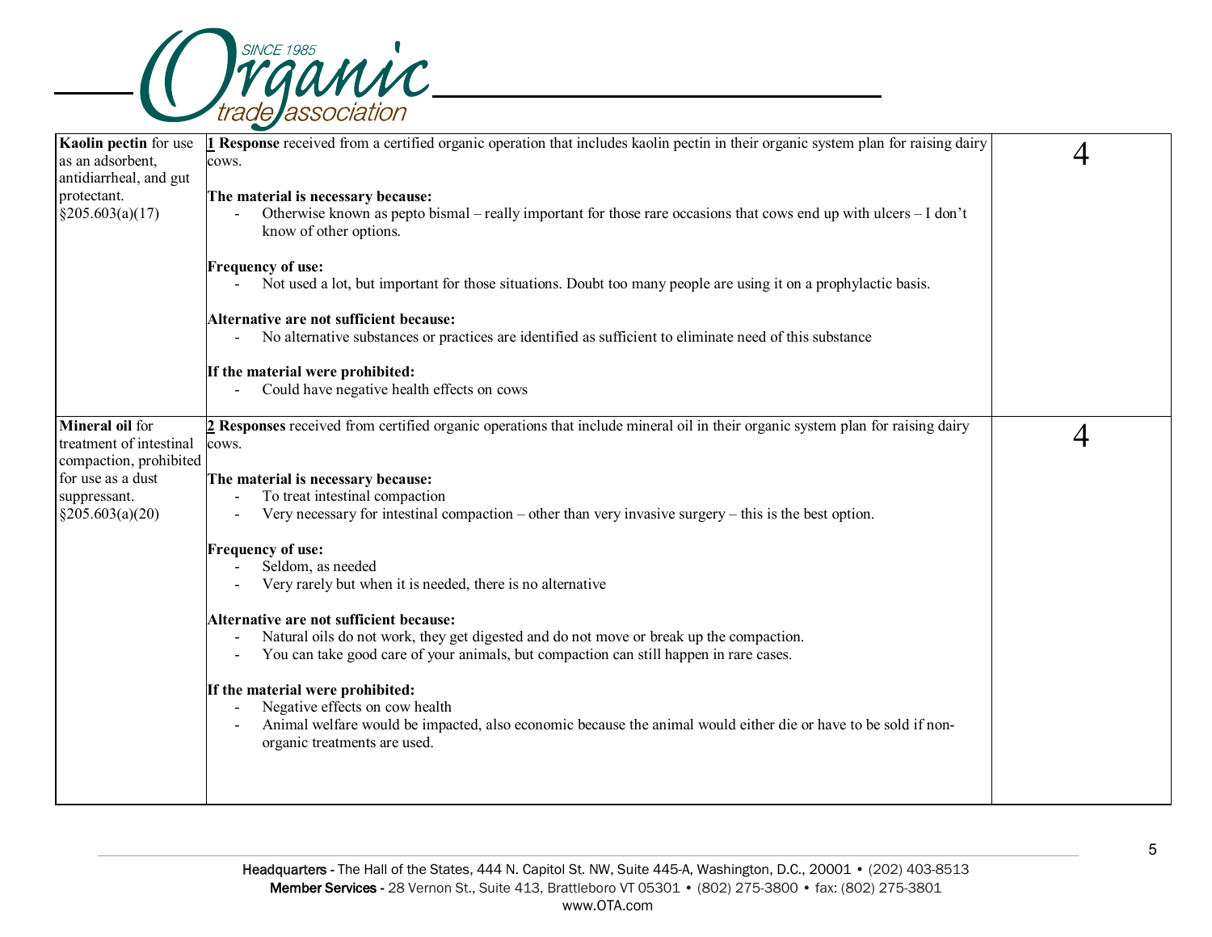| | | |
|---|---|---|
| **Kaolin pectin** for use as an adsorbent, antidiarrheal, and gut protectant. §205.603(a)(17) | **1 Response** received from a certified organic operation that includes kaolin pectin in their organic system plan for raising dairy cows.<br><br>**The material is necessary because:**<br>- Otherwise known as pepto bismal – really important for those rare occasions that cows end up with ulcers – I don't know of other options.<br><br>**Frequency of use:**<br>- Not used a lot, but important for those situations. Doubt too many people are using it on a prophylactic basis.<br><br>**Alternative are not sufficient because:**<br>- No alternative substances or practices are identified as sufficient to eliminate need of this substance<br><br>**If the material were prohibited:**<br>- Could have negative health effects on cows | 4 |
| **Mineral oil** for treatment of intestinal compaction, prohibited for use as a dust suppressant. §205.603(a)(20) | **2 Responses** received from certified organic operations that include mineral oil in their organic system plan for raising dairy cows.<br><br>**The material is necessary because:**<br>- To treat intestinal compaction<br>- Very necessary for intestinal compaction – other than very invasive surgery – this is the best option.<br><br>**Frequency of use:**<br>- Seldom, as needed<br>- Very rarely but when it is needed, there is no alternative<br><br>**Alternative are not sufficient because:**<br>- Natural oils do not work, they get digested and do not move or break up the compaction.<br>- You can take good care of your animals, but compaction can still happen in rare cases.<br><br>**If the material were prohibited:**<br>- Negative effects on cow health<br>- Animal welfare would be impacted, also economic because the animal would either die or have to be sold if non-organic treatments are used. | 4 |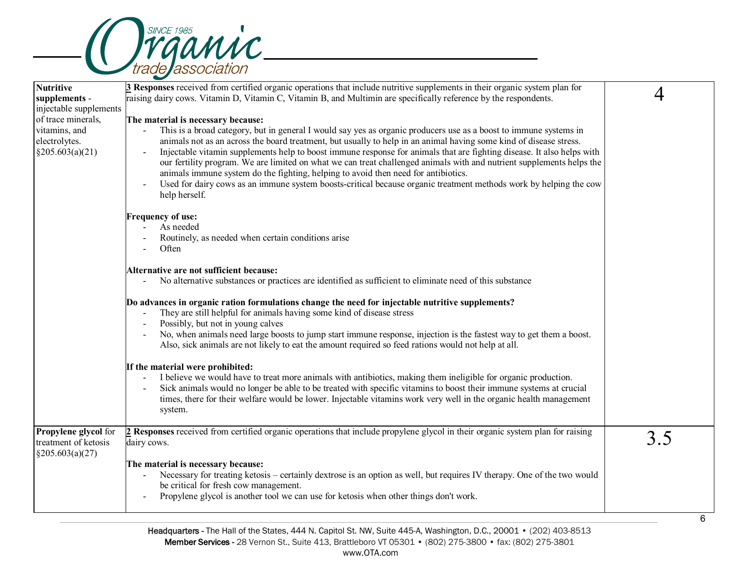| | | |
|---|---|---|
| **Nutritive supplements** - injectable supplements of trace minerals, vitamins, and electrolytes. §205.603(a)(21) | **3 Responses** received from certified organic operations that include nutritive supplements in their organic system plan for raising dairy cows. Vitamin D, Vitamin C, Vitamin B, and Multimin are specifically reference by the respondents.<br><br>**The material is necessary because:**<br>- This is a broad category, but in general I would say yes as organic producers use as a boost to immune systems in animals not as an across the board treatment, but usually to help in an animal having some kind of disease stress.<br>- Injectable vitamin supplements help to boost immune response for animals that are fighting disease. It also helps with our fertility program. We are limited on what we can treat challenged animals with and nutrient supplements helps the animals immune system do the fighting, helping to avoid then need for antibiotics.<br>- Used for dairy cows as an immune system boosts-critical because organic treatment methods work by helping the cow help herself.<br><br>**Frequency of use:**<br>- As needed<br>- Routinely, as needed when certain conditions arise<br>- Often<br><br>**Alternative are not sufficient because:**<br>- No alternative substances or practices are identified as sufficient to eliminate need of this substance<br><br>**Do advances in organic ration formulations change the need for injectable nutritive supplements?**<br>- They are still helpful for animals having some kind of disease stress<br>- Possibly, but not in young calves<br>- No, when animals need large boosts to jump start immune response, injection is the fastest way to get them a boost. Also, sick animals are not likely to eat the amount required so feed rations would not help at all.<br><br>**If the material were prohibited:**<br>- I believe we would have to treat more animals with antibiotics, making them ineligible for organic production.<br>- Sick animals would no longer be able to be treated with specific vitamins to boost their immune systems at crucial times, there for their welfare would be lower. Injectable vitamins work very well in the organic health management system. | 4 |
| **Propylene glycol** for treatment of ketosis §205.603(a)(27) | **2 Responses** received from certified organic operations that include propylene glycol in their organic system plan for raising dairy cows.<br><br>**The material is necessary because:**<br>- Necessary for treating ketosis – certainly dextrose is an option as well, but requires IV therapy. One of the two would be critical for fresh cow management.<br>- Propylene glycol is another tool we can use for ketosis when other things don't work. | 3.5 |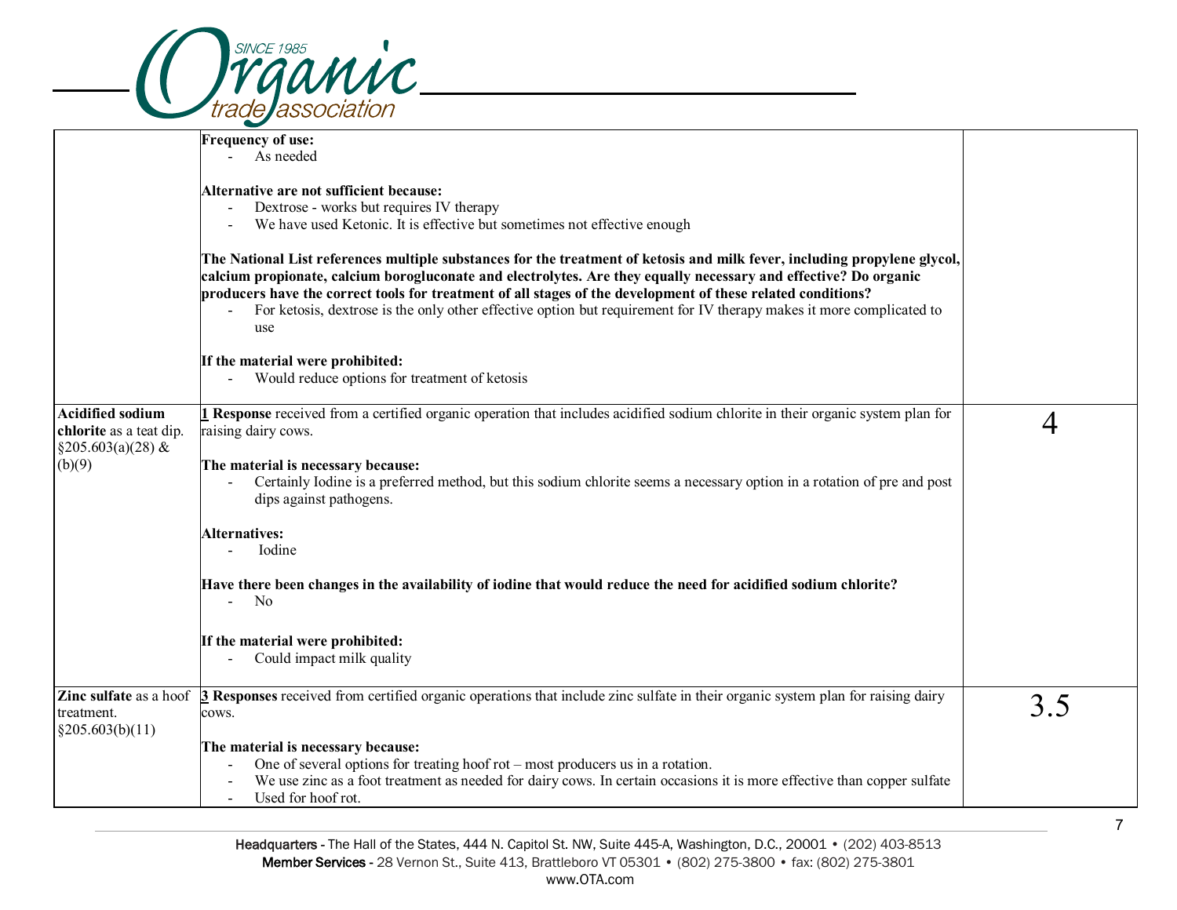| | | |
|---|---|---|
| | **Frequency of use:**<br>- As needed<br><br>**Alternative are not sufficient because:**<br>- Dextrose - works but requires IV therapy<br>- We have used Ketonic. It is effective but sometimes not effective enough<br><br>**The National List references multiple substances for the treatment of ketosis and milk fever, including propylene glycol, calcium propionate, calcium borogluconate and electrolytes. Are they equally necessary and effective? Do organic producers have the correct tools for treatment of all stages of the development of these related conditions?**<br>- For ketosis, dextrose is the only other effective option but requirement for IV therapy makes it more complicated to use<br><br>**If the material were prohibited:**<br>- Would reduce options for treatment of ketosis | |
| **Acidified sodium chlorite** as a teat dip. §205.603(a)(28) & (b)(9) | **1 Response** received from a certified organic operation that includes acidified sodium chlorite in their organic system plan for raising dairy cows.<br><br>**The material is necessary because:**<br>- Certainly Iodine is a preferred method, but this sodium chlorite seems a necessary option in a rotation of pre and post dips against pathogens.<br><br>**Alternatives:**<br>- Iodine<br><br>**Have there been changes in the availability of iodine that would reduce the need for acidified sodium chlorite?**<br>- No<br><br>**If the material were prohibited:**<br>- Could impact milk quality | 4 |
| **Zinc sulfate** as a hoof treatment. §205.603(b)(11) | **3 Responses** received from certified organic operations that include zinc sulfate in their organic system plan for raising dairy cows.<br><br>**The material is necessary because:**<br>- One of several options for treating hoof rot – most producers us in a rotation.<br>- We use zinc as a foot treatment as needed for dairy cows. In certain occasions it is more effective than copper sulfate<br>- Used for hoof rot. | 3.5 |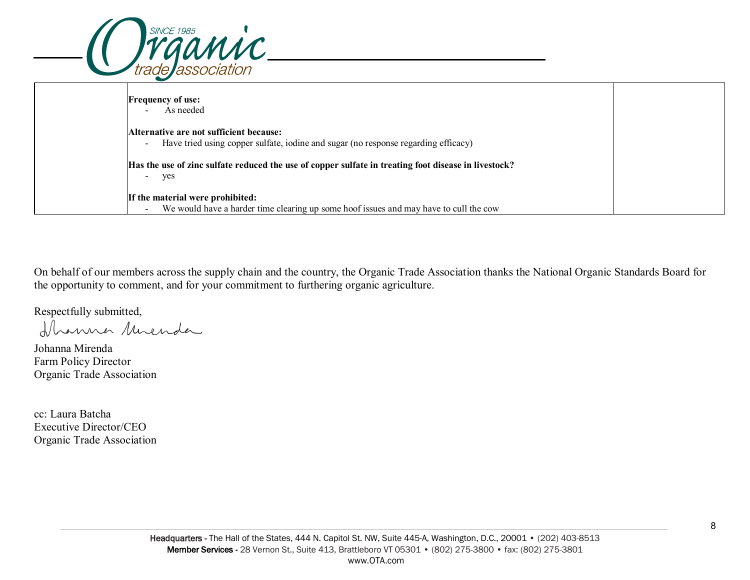| | **Frequency of use:**<br>- As needed<br><br>**Alternative are not sufficient because:**<br>- Have tried using copper sulfate, iodine and sugar (no response regarding efficacy)<br><br>**Has the use of zinc sulfate reduced the use of copper sulfate in treating foot disease in livestock?**<br>- yes<br><br>**If the material were prohibited:**<br>- We would have a harder time clearing up some hoof issues and may have to cull the cow | |
|---|---|---|

On behalf of our members across the supply chain and the country, the Organic Trade Association thanks the National Organic Standards Board for the opportunity to comment, and for your commitment to furthering organic agriculture.

Respectfully submitted,

Johanna Mirenda
Farm Policy Director
Organic Trade Association

cc: Laura Batcha
Executive Director/CEO
Organic Trade Association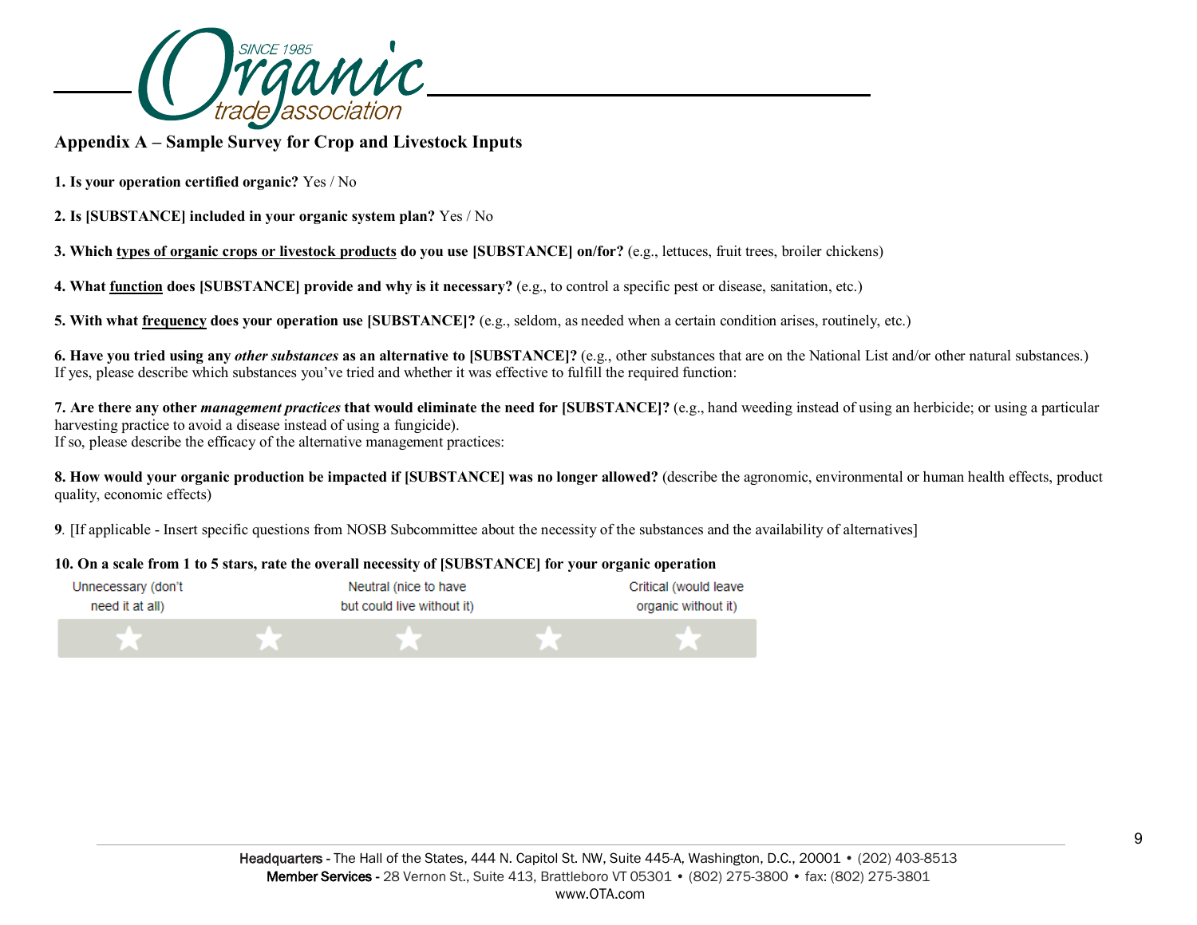## Appendix A – Sample Survey for Crop and Livestock Inputs

**1. Is your operation certified organic?** Yes / No

**2. Is [SUBSTANCE] included in your organic system plan?** Yes / No

**3. Which <u>types of organic crops or livestock products</u> do you use [SUBSTANCE] on/for?** (e.g., lettuces, fruit trees, broiler chickens)

**4. What <u>function</u> does [SUBSTANCE] provide and why is it necessary?** (e.g., to control a specific pest or disease, sanitation, etc.)

**5. With what <u>frequency</u> does your operation use [SUBSTANCE]?** (e.g., seldom, as needed when a certain condition arises, routinely, etc.)

**6. Have you tried using any *other substances* as an alternative to [SUBSTANCE]?** (e.g., other substances that are on the National List and/or other natural substances.)
If yes, please describe which substances you've tried and whether it was effective to fulfill the required function:

**7. Are there any other *management practices* that would eliminate the need for [SUBSTANCE]?** (e.g., hand weeding instead of using an herbicide; or using a particular harvesting practice to avoid a disease instead of using a fungicide).
If so, please describe the efficacy of the alternative management practices:

**8. How would your organic production be impacted if [SUBSTANCE] was no longer allowed?** (describe the agronomic, environmental or human health effects, product quality, economic effects)

**9**. [If applicable - Insert specific questions from NOSB Subcommittee about the necessity of the substances and the availability of alternatives]

**10. On a scale from 1 to 5 stars, rate the overall necessity of [SUBSTANCE] for your organic operation**

| Unnecessary (don't need it at all) | | Neutral (nice to have but could live without it) | | Critical (would leave organic without it) |
|---|---|---|---|---|
| ★ | ★ | ★ | ★ | ★ |